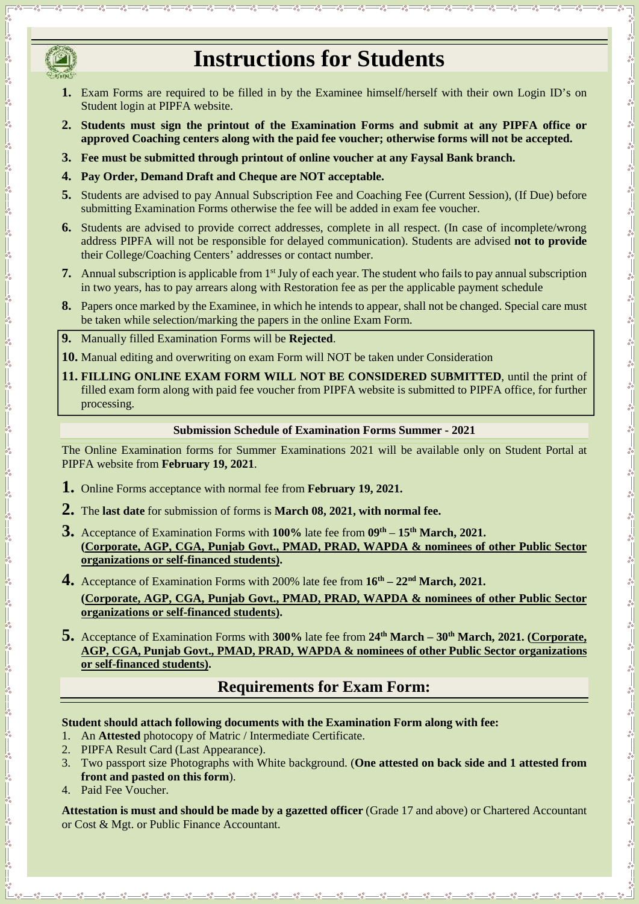# Instructions for Students

1. Exam Forms are required to be filled in by the Examinee himself/herself with their own Login ID's on Student login at PIPFA website.
2. **Students must sign the printout of the Examination Forms and submit at any PIPFA office or approved Coaching centers along with the paid fee voucher; otherwise forms will not be accepted.**
3. **Fee must be submitted through printout of online voucher at any Faysal Bank branch.**
4. **Pay Order, Demand Draft and Cheque are NOT acceptable.**
5. Students are advised to pay Annual Subscription Fee and Coaching Fee (Current Session), (If Due) before submitting Examination Forms otherwise the fee will be added in exam fee voucher.
6. Students are advised to provide correct addresses, complete in all respect. (In case of incomplete/wrong address PIPFA will not be responsible for delayed communication). Students are advised **not to provide** their College/Coaching Centers' addresses or contact number.
7. Annual subscription is applicable from 1st July of each year. The student who fails to pay annual subscription in two years, has to pay arrears along with Restoration fee as per the applicable payment schedule
8. Papers once marked by the Examinee, in which he intends to appear, shall not be changed. Special care must be taken while selection/marking the papers in the online Exam Form.
9. Manually filled Examination Forms will be **Rejected**.
10. Manual editing and overwriting on exam Form will NOT be taken under Consideration
11. **FILLING ONLINE EXAM FORM WILL NOT BE CONSIDERED SUBMITTED**, until the print of filled exam form along with paid fee voucher from PIPFA website is submitted to PIPFA office, for further processing.

### Submission Schedule of Examination Forms Summer - 2021

The Online Examination forms for Summer Examinations 2021 will be available only on Student Portal at PIPFA website from **February 19, 2021**.

1. Online Forms acceptance with normal fee from **February 19, 2021.**
2. The **last date** for submission of forms is **March 08, 2021, with normal fee.**
3. Acceptance of Examination Forms with **100%** late fee from **09th – 15th March, 2021.** **(Corporate, AGP, CGA, Punjab Govt., PMAD, PRAD, WAPDA & nominees of other Public Sector organizations or self-financed students).**
4. Acceptance of Examination Forms with 200% late fee from **16th – 22nd March, 2021.** **(Corporate, AGP, CGA, Punjab Govt., PMAD, PRAD, WAPDA & nominees of other Public Sector organizations or self-financed students).**
5. Acceptance of Examination Forms with **300%** late fee from **24th March – 30th March, 2021. (Corporate, AGP, CGA, Punjab Govt., PMAD, PRAD, WAPDA & nominees of other Public Sector organizations or self-financed students).**

## Requirements for Exam Form:

**Student should attach following documents with the Examination Form along with fee:**

1. An **Attested** photocopy of Matric / Intermediate Certificate.
2. PIPFA Result Card (Last Appearance).
3. Two passport size Photographs with White background. (**One attested on back side and 1 attested from front and pasted on this form**).
4. Paid Fee Voucher.

**Attestation is must and should be made by a gazetted officer** (Grade 17 and above) or Chartered Accountant or Cost & Mgt. or Public Finance Accountant.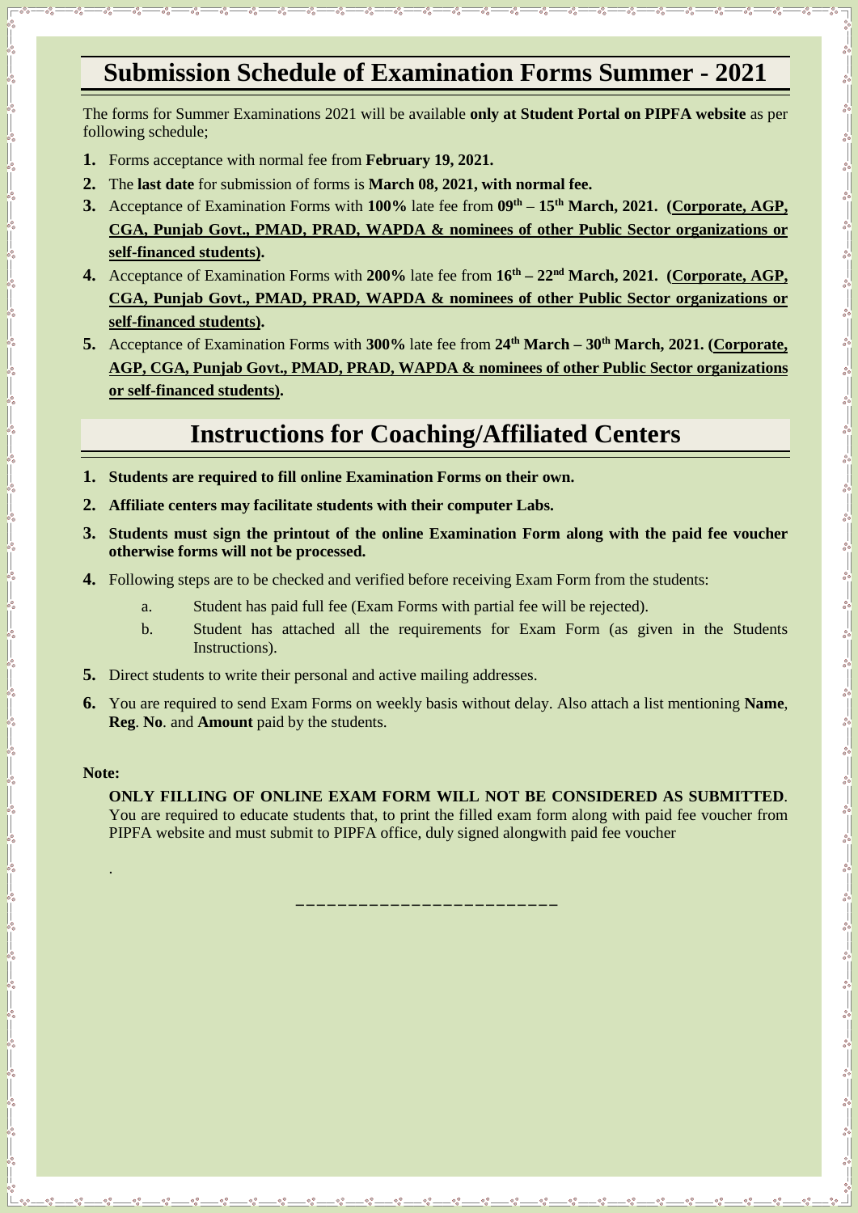## Submission Schedule of Examination Forms Summer - 2021

The forms for Summer Examinations 2021 will be available **only at Student Portal on PIPFA website** as per following schedule;

1. Forms acceptance with normal fee from **February 19, 2021.**
2. The **last date** for submission of forms is **March 08, 2021, with normal fee.**
3. Acceptance of Examination Forms with **100%** late fee from **09th – 15th March, 2021.** **(Corporate, AGP, CGA, Punjab Govt., PMAD, PRAD, WAPDA & nominees of other Public Sector organizations or self-financed students).**
4. Acceptance of Examination Forms with **200%** late fee from **16th – 22nd March, 2021.** **(Corporate, AGP, CGA, Punjab Govt., PMAD, PRAD, WAPDA & nominees of other Public Sector organizations or self-financed students).**
5. Acceptance of Examination Forms with **300%** late fee from **24th March – 30th March, 2021.** **(Corporate, AGP, CGA, Punjab Govt., PMAD, PRAD, WAPDA & nominees of other Public Sector organizations or self-financed students).**

## Instructions for Coaching/Affiliated Centers

1. **Students are required to fill online Examination Forms on their own.**
2. **Affiliate centers may facilitate students with their computer Labs.**
3. **Students must sign the printout of the online Examination Form along with the paid fee voucher otherwise forms will not be processed.**
4. Following steps are to be checked and verified before receiving Exam Form from the students:
   a. Student has paid full fee (Exam Forms with partial fee will be rejected).
   b. Student has attached all the requirements for Exam Form (as given in the Students Instructions).
5. Direct students to write their personal and active mailing addresses.
6. You are required to send Exam Forms on weekly basis without delay. Also attach a list mentioning **Name**, **Reg**. **No**. and **Amount** paid by the students.

**Note:**

**ONLY FILLING OF ONLINE EXAM FORM WILL NOT BE CONSIDERED AS SUBMITTED**. You are required to educate students that, to print the filled exam form along with paid fee voucher from PIPFA website and must submit to PIPFA office, duly signed alongwith paid fee voucher

.

\_\_\_\_\_\_\_\_\_\_\_\_\_\_\_\_\_\_\_\_\_\_\_\_\_\_